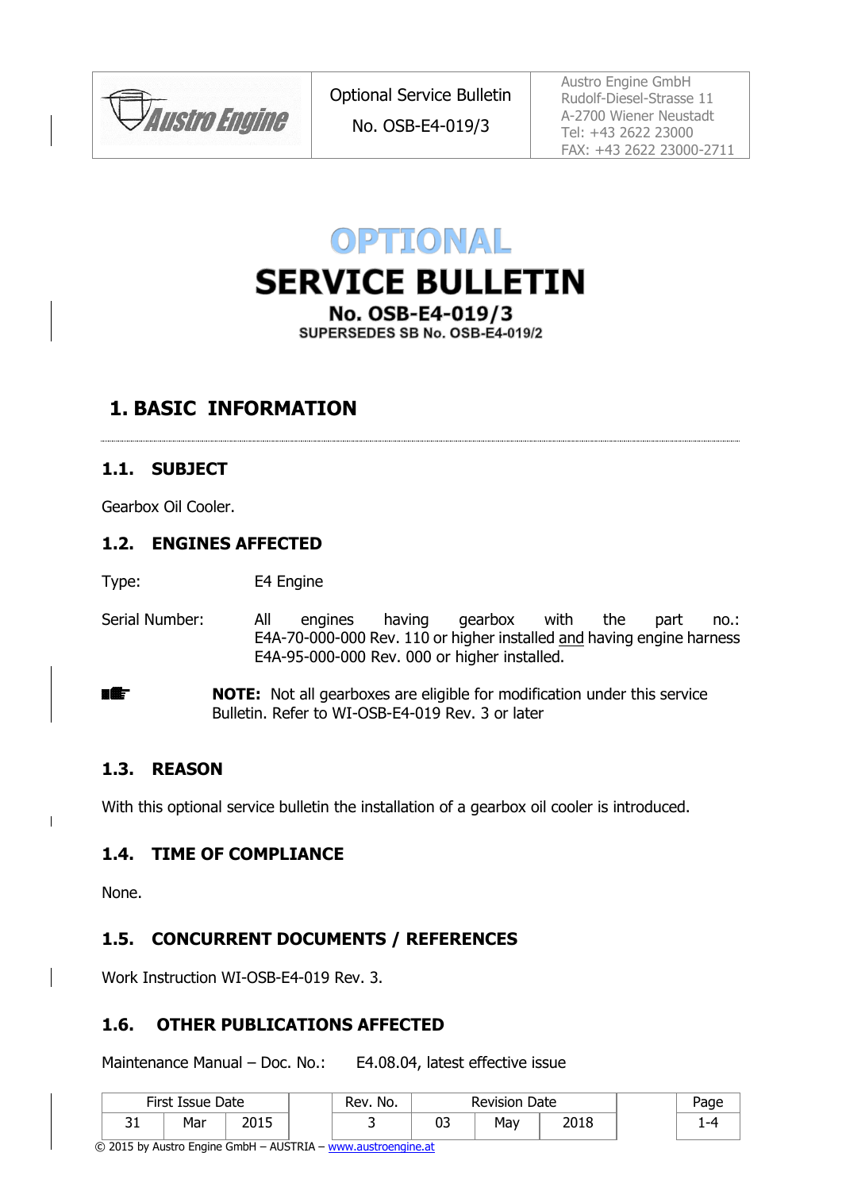| | Optional Service Bulletin No. OSB-E4-019/3 | Austro Engine GmbH Rudolf-Diesel-Strasse 11 A-2700 Wiener Neustadt Tel: +43 2622 23000 FAX: +43 2622 23000-2711 |
|---|---|---|

# OPTIONAL SERVICE BULLETIN

**No. OSB-E4-019/3**

**SUPERSEDES SB No. OSB-E4-019/2**

## 1. BASIC INFORMATION

### 1.1. SUBJECT

Gearbox Oil Cooler.

### 1.2. ENGINES AFFECTED

Type: E4 Engine

Serial Number: All engines having gearbox with the part no.: E4A-70-000-000 Rev. 110 or higher installed and having engine harness E4A-95-000-000 Rev. 000 or higher installed.

**NOTE:** Not all gearboxes are eligible for modification under this service Bulletin. Refer to WI-OSB-E4-019 Rev. 3 or later

### 1.3. REASON

With this optional service bulletin the installation of a gearbox oil cooler is introduced.

### 1.4. TIME OF COMPLIANCE

None.

### 1.5. CONCURRENT DOCUMENTS / REFERENCES

Work Instruction WI-OSB-E4-019 Rev. 3.

### 1.6. OTHER PUBLICATIONS AFFECTED

Maintenance Manual – Doc. No.: E4.08.04, latest effective issue

| First Issue Date | | | Rev. No. | Revision Date | | | Page |
|---|---|---|---|---|---|---|---|
| 31 | Mar | 2015 | 3 | 03 | May | 2018 | 1-4 |

© 2015 by Austro Engine GmbH – AUSTRIA – www.austroengine.at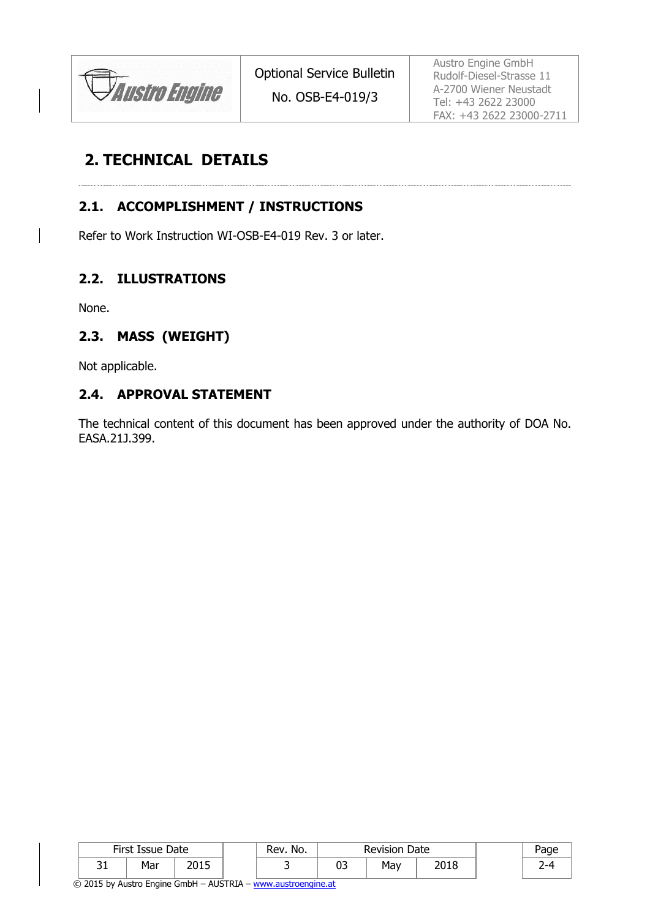# 2. TECHNICAL DETAILS

## 2.1. ACCOMPLISHMENT / INSTRUCTIONS

Refer to Work Instruction WI-OSB-E4-019 Rev. 3 or later.

## 2.2. ILLUSTRATIONS

None.

## 2.3. MASS (WEIGHT)

Not applicable.

## 2.4. APPROVAL STATEMENT

The technical content of this document has been approved under the authority of DOA No. EASA.21J.399.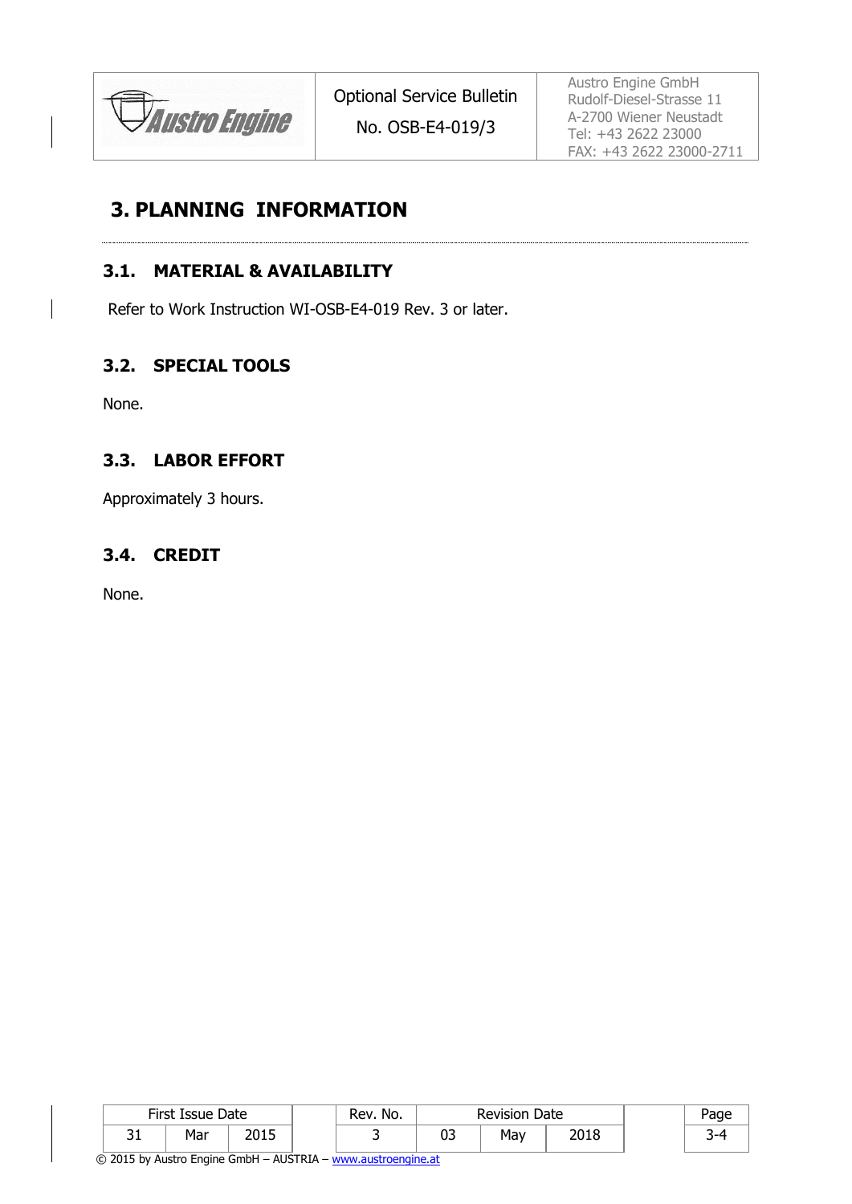# 3. PLANNING INFORMATION

## 3.1. MATERIAL & AVAILABILITY

Refer to Work Instruction WI-OSB-E4-019 Rev. 3 or later.

## 3.2. SPECIAL TOOLS

None.

## 3.3. LABOR EFFORT

Approximately 3 hours.

## 3.4. CREDIT

None.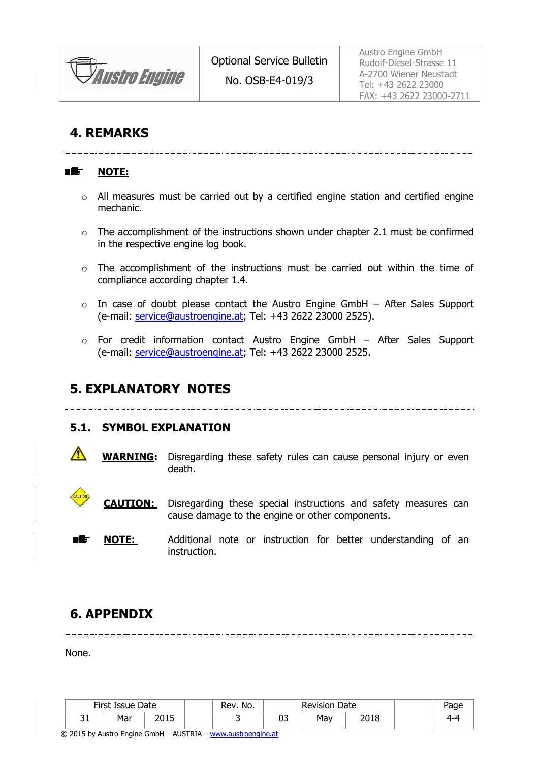# 4. REMARKS

**NOTE:**

- All measures must be carried out by a certified engine station and certified engine mechanic.
- The accomplishment of the instructions shown under chapter 2.1 must be confirmed in the respective engine log book.
- The accomplishment of the instructions must be carried out within the time of compliance according chapter 1.4.
- In case of doubt please contact the Austro Engine GmbH – After Sales Support (e-mail: service@austroengine.at; Tel: +43 2622 23000 2525).
- For credit information contact Austro Engine GmbH – After Sales Support (e-mail: service@austroengine.at; Tel: +43 2622 23000 2525.

# 5. EXPLANATORY NOTES

## 5.1. SYMBOL EXPLANATION

**WARNING:** Disregarding these safety rules can cause personal injury or even death.

**CAUTION:** Disregarding these special instructions and safety measures can cause damage to the engine or other components.

**NOTE:** Additional note or instruction for better understanding of an instruction.

# 6. APPENDIX

None.